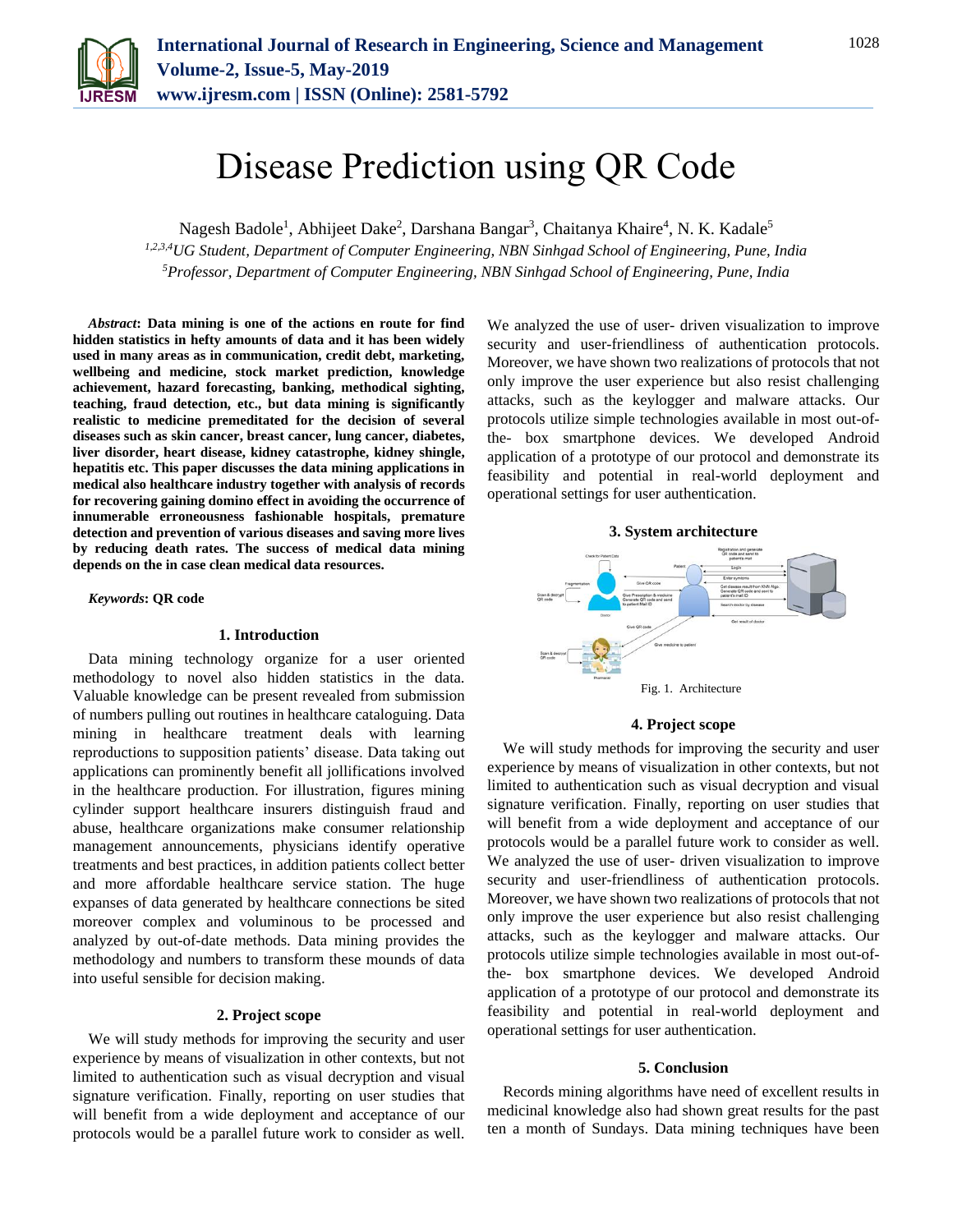# Disease Prediction using QR Code

Nagesh Badole[1], Abhijeet Dake[2], Darshana Bangar[3], Chaitanya Khaire[4], N. K. Kadale[5]

[1,2,3,4]*UG Student, Department of Computer Engineering, NBN Sinhgad School of Engineering, Pune, India*

[5]*Professor, Department of Computer Engineering, NBN Sinhgad School of Engineering, Pune, India*

***Abstract*****: Data mining is one of the actions en route for find hidden statistics in hefty amounts of data and it has been widely used in many areas as in communication, credit debt, marketing, wellbeing and medicine, stock market prediction, knowledge achievement, hazard forecasting, banking, methodical sighting, teaching, fraud detection, etc., but data mining is significantly realistic to medicine premeditated for the decision of several diseases such as skin cancer, breast cancer, lung cancer, diabetes, liver disorder, heart disease, kidney catastrophe, kidney shingle, hepatitis etc. This paper discusses the data mining applications in medical also healthcare industry together with analysis of records for recovering gaining domino effect in avoiding the occurrence of innumerable erroneousness fashionable hospitals, premature detection and prevention of various diseases and saving more lives by reducing death rates. The success of medical data mining depends on the in case clean medical data resources.**

***Keywords*****: QR code**

## 1. Introduction

Data mining technology organize for a user oriented methodology to novel also hidden statistics in the data. Valuable knowledge can be present revealed from submission of numbers pulling out routines in healthcare cataloguing. Data mining in healthcare treatment deals with learning reproductions to supposition patients' disease. Data taking out applications can prominently benefit all jollifications involved in the healthcare production. For illustration, figures mining cylinder support healthcare insurers distinguish fraud and abuse, healthcare organizations make consumer relationship management announcements, physicians identify operative treatments and best practices, in addition patients collect better and more affordable healthcare service station. The huge expanses of data generated by healthcare connections be sited moreover complex and voluminous to be processed and analyzed by out-of-date methods. Data mining provides the methodology and numbers to transform these mounds of data into useful sensible for decision making.

## 2. Project scope

We will study methods for improving the security and user experience by means of visualization in other contexts, but not limited to authentication such as visual decryption and visual signature verification. Finally, reporting on user studies that will benefit from a wide deployment and acceptance of our protocols would be a parallel future work to consider as well. We analyzed the use of user- driven visualization to improve security and user-friendliness of authentication protocols. Moreover, we have shown two realizations of protocols that not only improve the user experience but also resist challenging attacks, such as the keylogger and malware attacks. Our protocols utilize simple technologies available in most out-of-the- box smartphone devices. We developed Android application of a prototype of our protocol and demonstrate its feasibility and potential in real-world deployment and operational settings for user authentication.

## 3. System architecture

Fig. 1. Architecture

## 4. Project scope

We will study methods for improving the security and user experience by means of visualization in other contexts, but not limited to authentication such as visual decryption and visual signature verification. Finally, reporting on user studies that will benefit from a wide deployment and acceptance of our protocols would be a parallel future work to consider as well. We analyzed the use of user- driven visualization to improve security and user-friendliness of authentication protocols. Moreover, we have shown two realizations of protocols that not only improve the user experience but also resist challenging attacks, such as the keylogger and malware attacks. Our protocols utilize simple technologies available in most out-of-the- box smartphone devices. We developed Android application of a prototype of our protocol and demonstrate its feasibility and potential in real-world deployment and operational settings for user authentication.

## 5. Conclusion

Records mining algorithms have need of excellent results in medicinal knowledge also had shown great results for the past ten a month of Sundays. Data mining techniques have been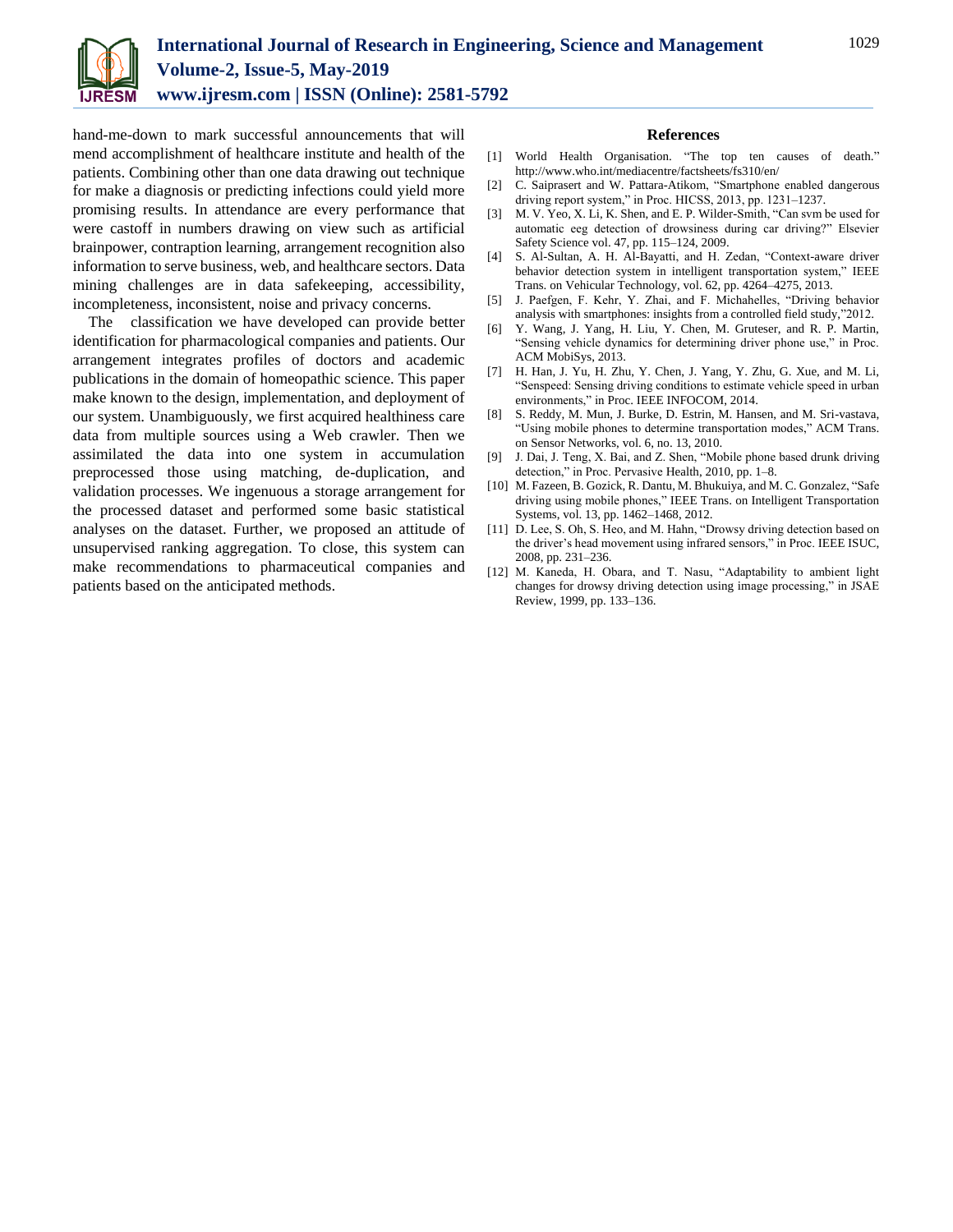hand-me-down to mark successful announcements that will mend accomplishment of healthcare institute and health of the patients. Combining other than one data drawing out technique for make a diagnosis or predicting infections could yield more promising results. In attendance are every performance that were castoff in numbers drawing on view such as artificial brainpower, contraption learning, arrangement recognition also information to serve business, web, and healthcare sectors. Data mining challenges are in data safekeeping, accessibility, incompleteness, inconsistent, noise and privacy concerns.

The classification we have developed can provide better identification for pharmacological companies and patients. Our arrangement integrates profiles of doctors and academic publications in the domain of homeopathic science. This paper make known to the design, implementation, and deployment of our system. Unambiguously, we first acquired healthiness care data from multiple sources using a Web crawler. Then we assimilated the data into one system in accumulation preprocessed those using matching, de-duplication, and validation processes. We ingenuous a storage arrangement for the processed dataset and performed some basic statistical analyses on the dataset. Further, we proposed an attitude of unsupervised ranking aggregation. To close, this system can make recommendations to pharmaceutical companies and patients based on the anticipated methods.

## References

[1] World Health Organisation. "The top ten causes of death." http://www.who.int/mediacentre/factsheets/fs310/en/

[2] C. Saiprasert and W. Pattara-Atikom, "Smartphone enabled dangerous driving report system," in Proc. HICSS, 2013, pp. 1231–1237.

[3] M. V. Yeo, X. Li, K. Shen, and E. P. Wilder-Smith, "Can svm be used for automatic eeg detection of drowsiness during car driving?" Elsevier Safety Science vol. 47, pp. 115–124, 2009.

[4] S. Al-Sultan, A. H. Al-Bayatti, and H. Zedan, "Context-aware driver behavior detection system in intelligent transportation system," IEEE Trans. on Vehicular Technology, vol. 62, pp. 4264–4275, 2013.

[5] J. Paefgen, F. Kehr, Y. Zhai, and F. Michahelles, "Driving behavior analysis with smartphones: insights from a controlled field study,"2012.

[6] Y. Wang, J. Yang, H. Liu, Y. Chen, M. Gruteser, and R. P. Martin, "Sensing vehicle dynamics for determining driver phone use," in Proc. ACM MobiSys, 2013.

[7] H. Han, J. Yu, H. Zhu, Y. Chen, J. Yang, Y. Zhu, G. Xue, and M. Li, "Senspeed: Sensing driving conditions to estimate vehicle speed in urban environments," in Proc. IEEE INFOCOM, 2014.

[8] S. Reddy, M. Mun, J. Burke, D. Estrin, M. Hansen, and M. Sri-vastava, "Using mobile phones to determine transportation modes," ACM Trans. on Sensor Networks, vol. 6, no. 13, 2010.

[9] J. Dai, J. Teng, X. Bai, and Z. Shen, "Mobile phone based drunk driving detection," in Proc. Pervasive Health, 2010, pp. 1–8.

[10] M. Fazeen, B. Gozick, R. Dantu, M. Bhukuiya, and M. C. Gonzalez, "Safe driving using mobile phones," IEEE Trans. on Intelligent Transportation Systems, vol. 13, pp. 1462–1468, 2012.

[11] D. Lee, S. Oh, S. Heo, and M. Hahn, "Drowsy driving detection based on the driver's head movement using infrared sensors," in Proc. IEEE ISUC, 2008, pp. 231–236.

[12] M. Kaneda, H. Obara, and T. Nasu, "Adaptability to ambient light changes for drowsy driving detection using image processing," in JSAE Review, 1999, pp. 133–136.